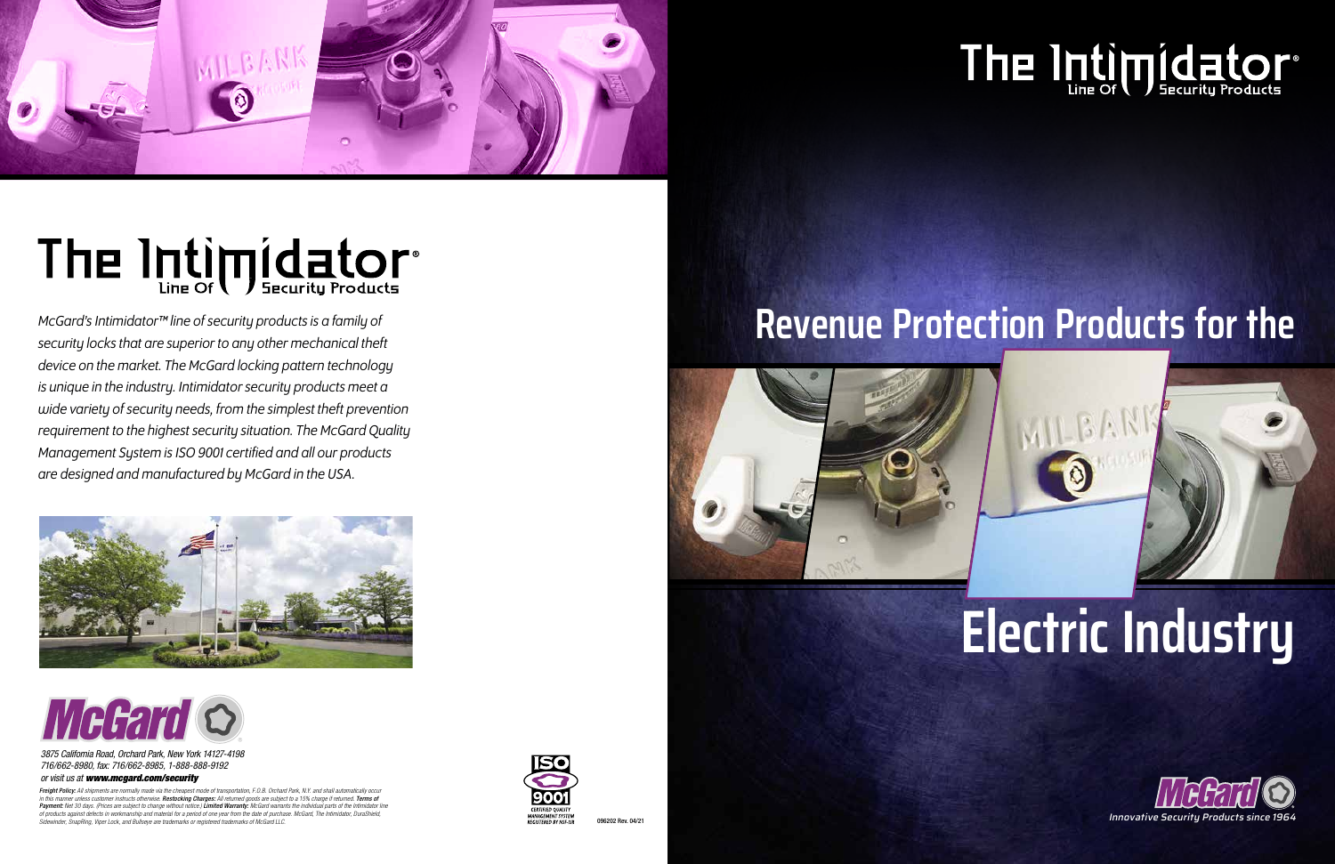# The Intimidator® Line Of Security Products

*McGard's Intimidator™ line of security products is a family of security locks that are superior to any other mechanical theft device on the market. The McGard locking pattern technology is unique in the industry. Intimidator security products meet a wide variety of security needs, from the simplest theft prevention requirement to the highest security situation. The McGard Quality Management System is ISO 9001 certified and all our products are designed and manufactured by McGard in the USA.*

**McGard**

*3875 California Road, Orchard Park, New York 14127-4198*
*716/662-8980, fax: 716/662-8985, 1-888-888-9192*
*or visit us at* ***www.mcgard.com/security***

***Freight Policy:*** *All shipments are normally made via the cheapest mode of transportation, F.O.B. Orchard Park, N.Y. and shall automatically occur in this manner unless customer instructs otherwise.* ***Restocking Charges:*** *All returned goods are subject to a 15% charge if returned.* ***Terms of Payment:*** *Net 30 days. (Prices are subject to change without notice.)* ***Limited Warranty:*** *McGard warrants the individual parts of the Intimidator line of products against defects in workmanship and material for a period of one year from the date of purchase. McGard, The Intimidator, DuraShield, Sidewinder, SnapRing, Viper Lock, and Bullseye are trademarks or registered trademarks of McGard LLC.*

ISO 9001 CERTIFIED QUALITY MANAGEMENT SYSTEM REGISTERED BY NSF-ISR

096202 Rev. 04/21

# The Intimidator® Line Of Security Products

# Revenue Protection Products for the Electric Industry

**McGard**

*Innovative Security Products since 1964*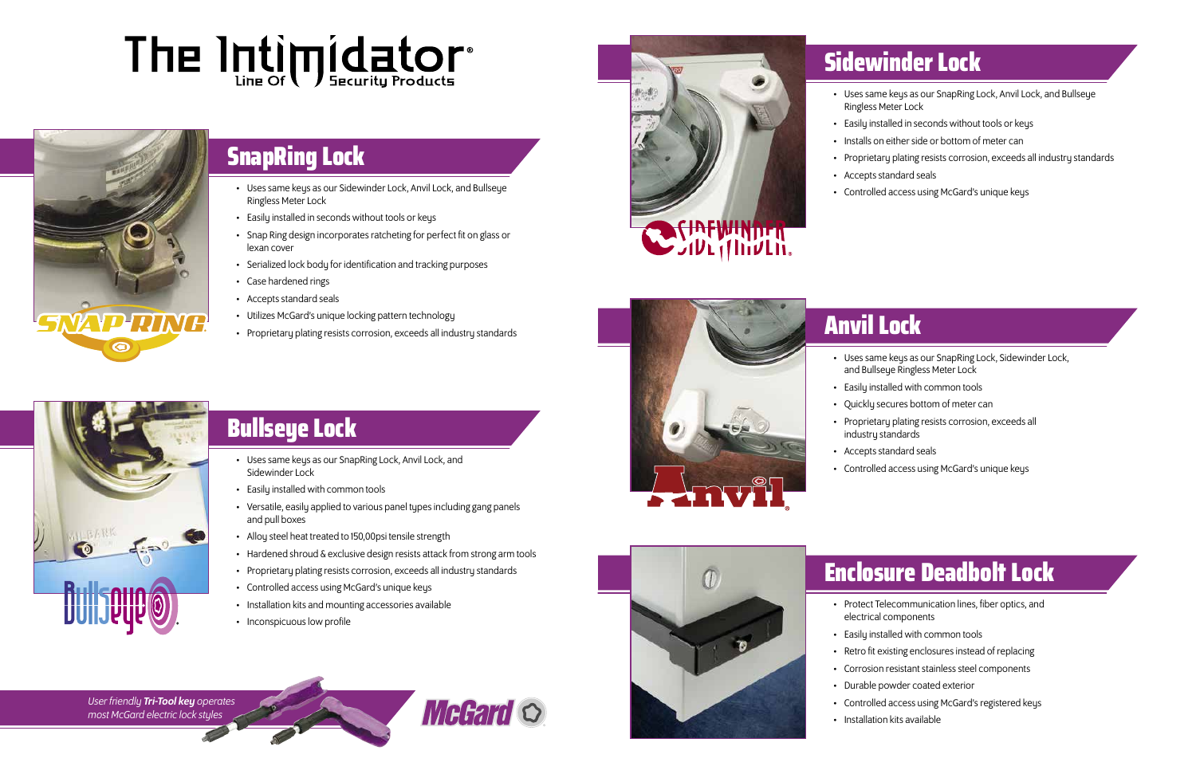# The Intimidator® Line Of Security Products

## SnapRing Lock

- Uses same keys as our Sidewinder Lock, Anvil Lock, and Bullseye Ringless Meter Lock
- Easily installed in seconds without tools or keys
- Snap Ring design incorporates ratcheting for perfect fit on glass or lexan cover
- Serialized lock body for identification and tracking purposes
- Case hardened rings
- Accepts standard seals
- Utilizes McGard's unique locking pattern technology
- Proprietary plating resists corrosion, exceeds all industry standards

## Bullseye Lock

- Uses same keys as our SnapRing Lock, Anvil Lock, and Sidewinder Lock
- Easily installed with common tools
- Versatile, easily applied to various panel types including gang panels and pull boxes
- Alloy steel heat treated to 150,00psi tensile strength
- Hardened shroud & exclusive design resists attack from strong arm tools
- Proprietary plating resists corrosion, exceeds all industry standards
- Controlled access using McGard's unique keys
- Installation kits and mounting accessories available
- Inconspicuous low profile

*User friendly **Tri-Tool key** operates most McGard electric lock styles*

McGard

## Sidewinder Lock

- Uses same keys as our SnapRing Lock, Anvil Lock, and Bullseye Ringless Meter Lock
- Easily installed in seconds without tools or keys
- Installs on either side or bottom of meter can
- Proprietary plating resists corrosion, exceeds all industry standards
- Accepts standard seals
- Controlled access using McGard's unique keys

## Anvil Lock

- Uses same keys as our SnapRing Lock, Sidewinder Lock, and Bullseye Ringless Meter Lock
- Easily installed with common tools
- Quickly secures bottom of meter can
- Proprietary plating resists corrosion, exceeds all industry standards
- Accepts standard seals
- Controlled access using McGard's unique keys

## Enclosure Deadbolt Lock

- Protect Telecommunication lines, fiber optics, and electrical components
- Easily installed with common tools
- Retro fit existing enclosures instead of replacing
- Corrosion resistant stainless steel components
- Durable powder coated exterior
- Controlled access using McGard's registered keys
- Installation kits available